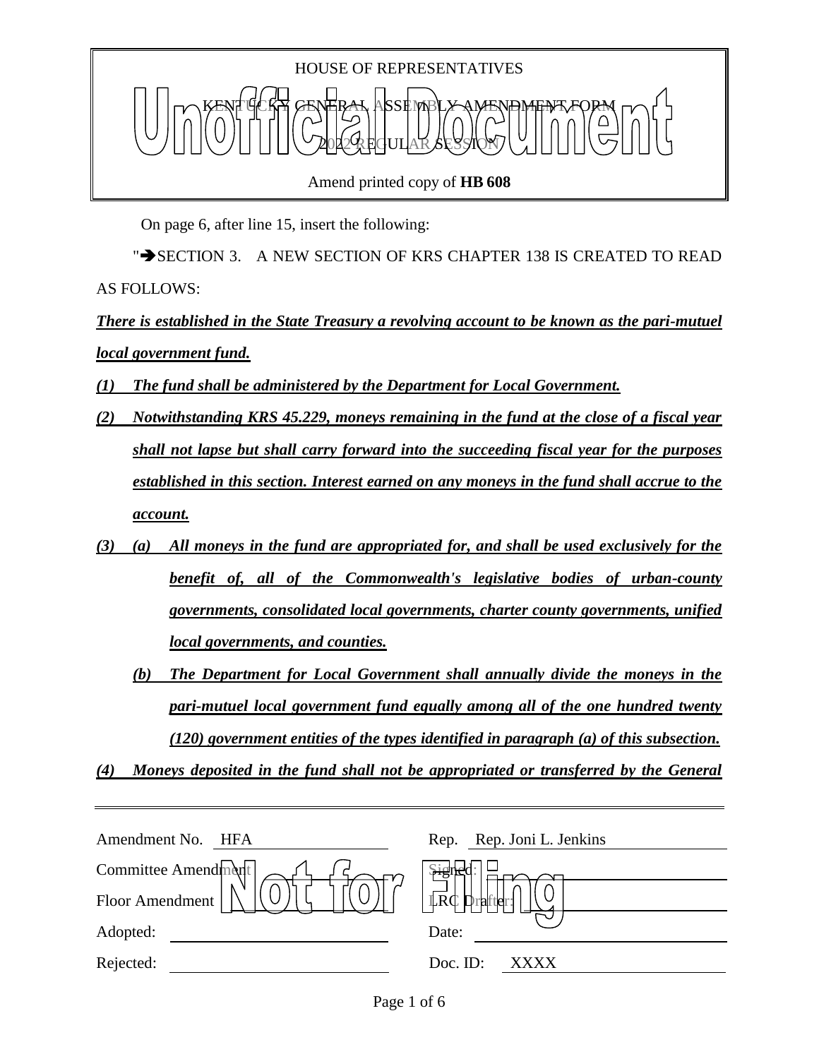HOUSE OF REPRESENTATIVES

KENTUCKY GENERAL ASSEMBLY AMENDMENT FORM

2022 REGULAR SESSION

Amend printed copy of **HB 608**

On page 6, after line 15, insert the following:

"➔SECTION 3. A NEW SECTION OF KRS CHAPTER 138 IS CREATED TO READ AS FOLLOWS:

***There is established in the State Treasury a revolving account to be known as the pari-mutuel local government fund.***

***(1) The fund shall be administered by the Department for Local Government.***

***(2) Notwithstanding KRS 45.229, moneys remaining in the fund at the close of a fiscal year shall not lapse but shall carry forward into the succeeding fiscal year for the purposes established in this section. Interest earned on any moneys in the fund shall accrue to the account.***

***(3) (a) All moneys in the fund are appropriated for, and shall be used exclusively for the benefit of, all of the Commonwealth's legislative bodies of urban-county governments, consolidated local governments, charter county governments, unified local governments, and counties.***

***(b) The Department for Local Government shall annually divide the moneys in the pari-mutuel local government fund equally among all of the one hundred twenty (120) government entities of the types identified in paragraph (a) of this subsection.***

***(4) Moneys deposited in the fund shall not be appropriated or transferred by the General***

| | | | |
|---|---|---|---|
| Amendment No. | HFA | Rep. | Rep. Joni L. Jenkins |
| Committee Amendment | | Signed: | |
| Floor Amendment | | LRC Drafter: | |
| Adopted: | | Date: | |
| Rejected: | | Doc. ID: | XXXX |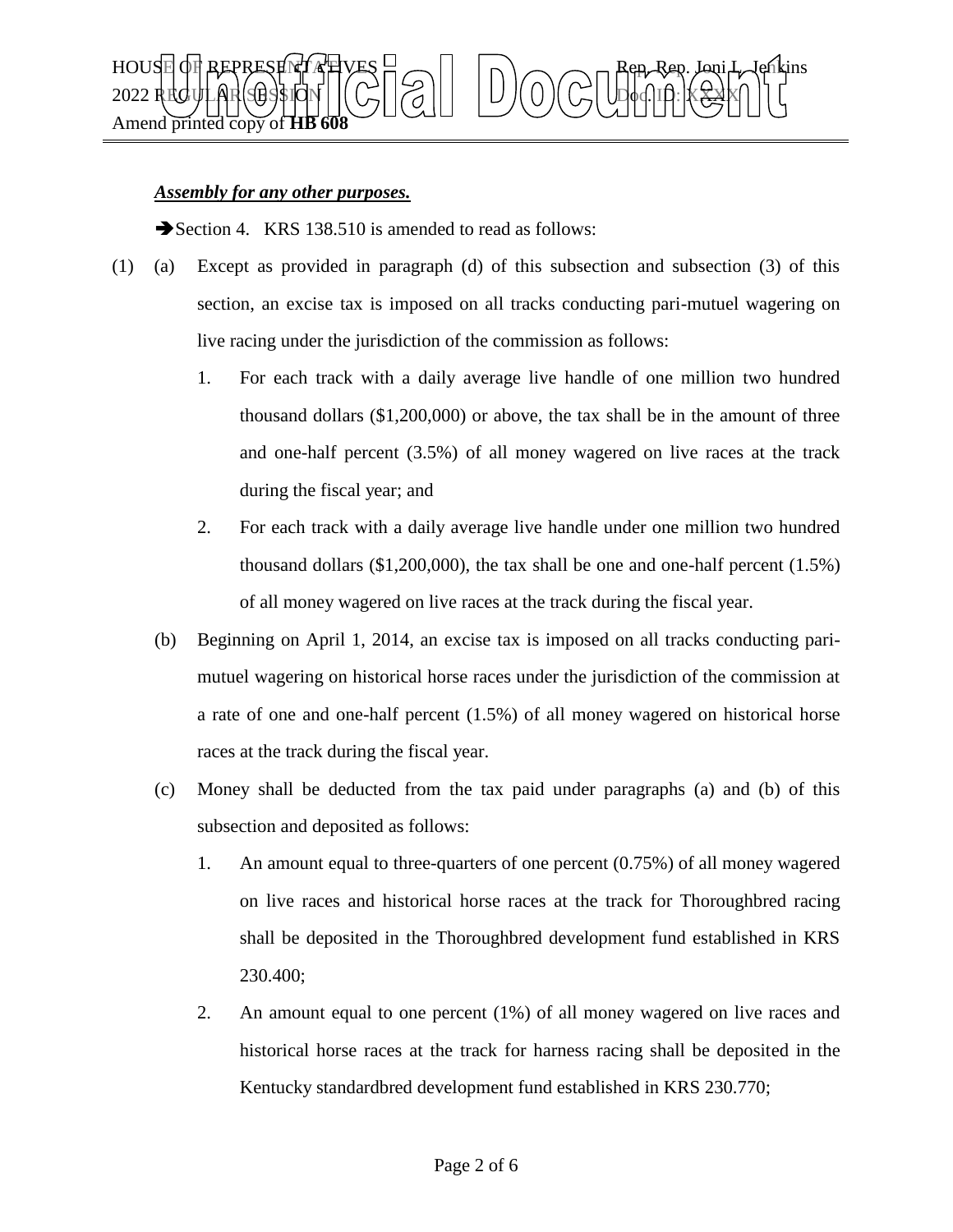***Assembly for any other purposes.***

➔Section 4. KRS 138.510 is amended to read as follows:

(1) (a) Except as provided in paragraph (d) of this subsection and subsection (3) of this section, an excise tax is imposed on all tracks conducting pari-mutuel wagering on live racing under the jurisdiction of the commission as follows:

1. For each track with a daily average live handle of one million two hundred thousand dollars ($1,200,000) or above, the tax shall be in the amount of three and one-half percent (3.5%) of all money wagered on live races at the track during the fiscal year; and

2. For each track with a daily average live handle under one million two hundred thousand dollars ($1,200,000), the tax shall be one and one-half percent (1.5%) of all money wagered on live races at the track during the fiscal year.

(b) Beginning on April 1, 2014, an excise tax is imposed on all tracks conducting pari-mutuel wagering on historical horse races under the jurisdiction of the commission at a rate of one and one-half percent (1.5%) of all money wagered on historical horse races at the track during the fiscal year.

(c) Money shall be deducted from the tax paid under paragraphs (a) and (b) of this subsection and deposited as follows:

1. An amount equal to three-quarters of one percent (0.75%) of all money wagered on live races and historical horse races at the track for Thoroughbred racing shall be deposited in the Thoroughbred development fund established in KRS 230.400;

2. An amount equal to one percent (1%) of all money wagered on live races and historical horse races at the track for harness racing shall be deposited in the Kentucky standardbred development fund established in KRS 230.770;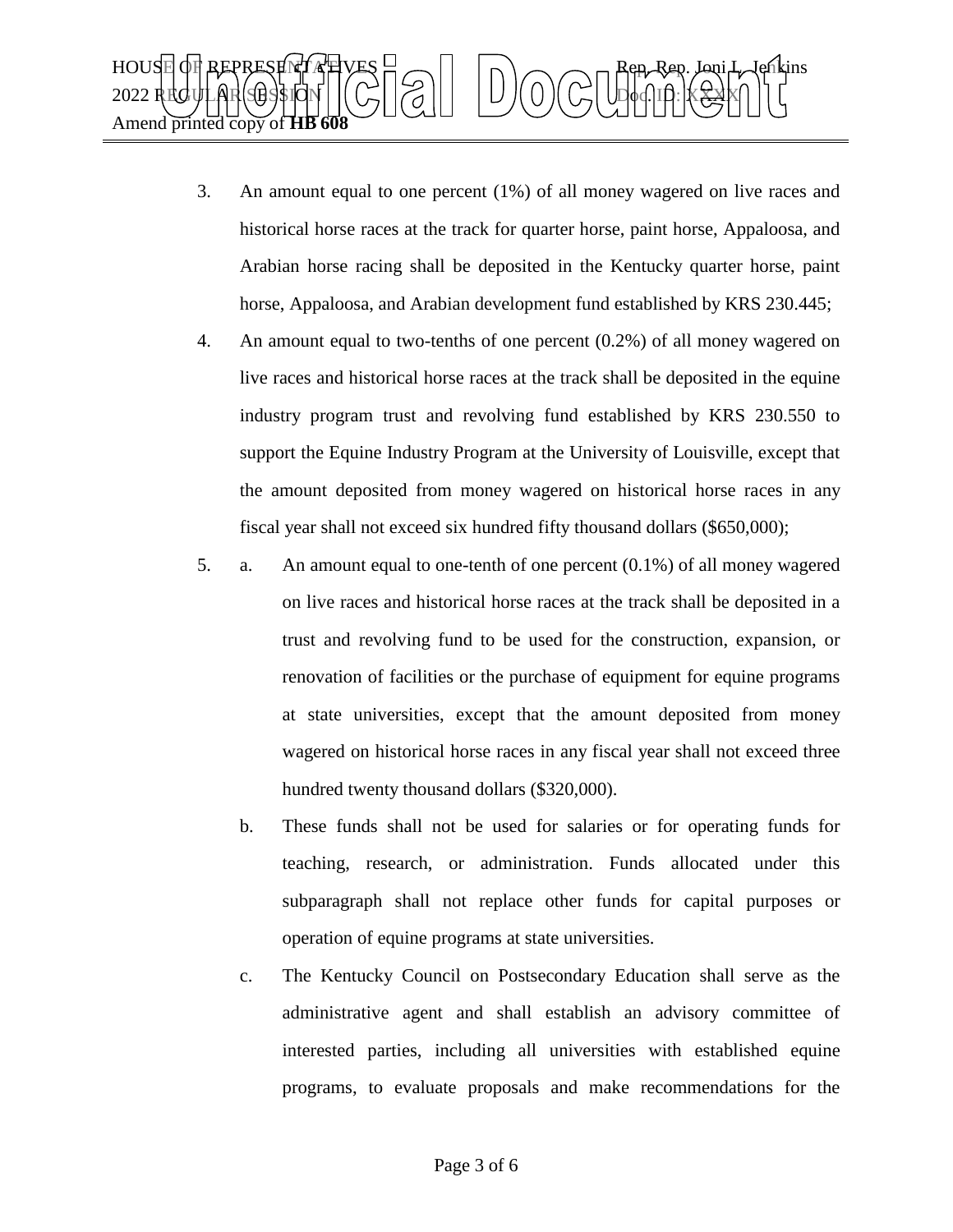3. An amount equal to one percent (1%) of all money wagered on live races and historical horse races at the track for quarter horse, paint horse, Appaloosa, and Arabian horse racing shall be deposited in the Kentucky quarter horse, paint horse, Appaloosa, and Arabian development fund established by KRS 230.445;

4. An amount equal to two-tenths of one percent (0.2%) of all money wagered on live races and historical horse races at the track shall be deposited in the equine industry program trust and revolving fund established by KRS 230.550 to support the Equine Industry Program at the University of Louisville, except that the amount deposited from money wagered on historical horse races in any fiscal year shall not exceed six hundred fifty thousand dollars ($650,000);

5. a. An amount equal to one-tenth of one percent (0.1%) of all money wagered on live races and historical horse races at the track shall be deposited in a trust and revolving fund to be used for the construction, expansion, or renovation of facilities or the purchase of equipment for equine programs at state universities, except that the amount deposited from money wagered on historical horse races in any fiscal year shall not exceed three hundred twenty thousand dollars ($320,000).

   b. These funds shall not be used for salaries or for operating funds for teaching, research, or administration. Funds allocated under this subparagraph shall not replace other funds for capital purposes or operation of equine programs at state universities.

   c. The Kentucky Council on Postsecondary Education shall serve as the administrative agent and shall establish an advisory committee of interested parties, including all universities with established equine programs, to evaluate proposals and make recommendations for the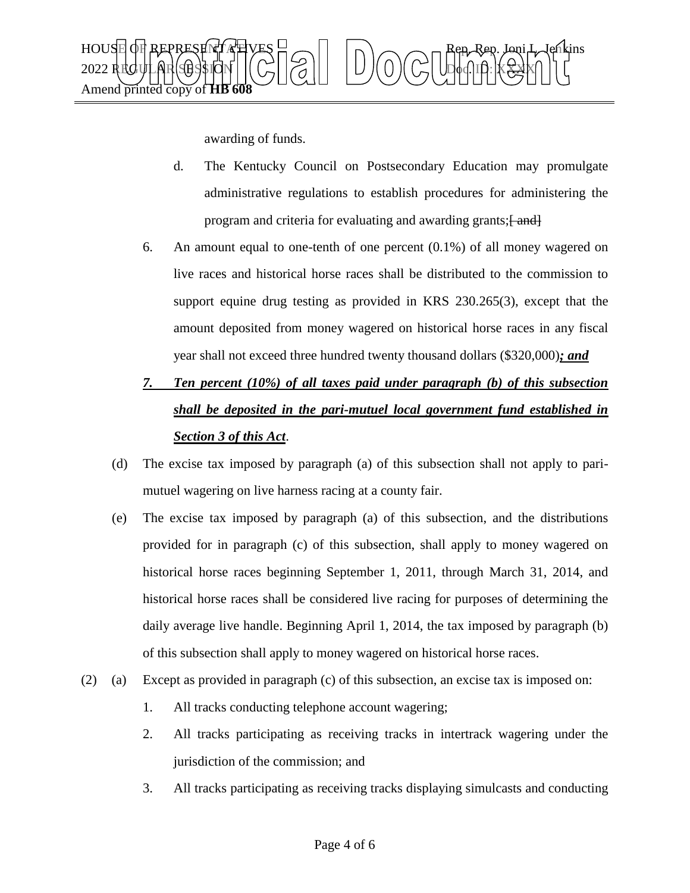awarding of funds.

d. The Kentucky Council on Postsecondary Education may promulgate administrative regulations to establish procedures for administering the program and criteria for evaluating and awarding grants;~~[ and]~~

6. An amount equal to one-tenth of one percent (0.1%) of all money wagered on live races and historical horse races shall be distributed to the commission to support equine drug testing as provided in KRS 230.265(3), except that the amount deposited from money wagered on historical horse races in any fiscal year shall not exceed three hundred twenty thousand dollars ($320,000)***; and***

***7. Ten percent (10%) of all taxes paid under paragraph (b) of this subsection shall be deposited in the pari-mutuel local government fund established in Section 3 of this Act***.

(d) The excise tax imposed by paragraph (a) of this subsection shall not apply to pari-mutuel wagering on live harness racing at a county fair.

(e) The excise tax imposed by paragraph (a) of this subsection, and the distributions provided for in paragraph (c) of this subsection, shall apply to money wagered on historical horse races beginning September 1, 2011, through March 31, 2014, and historical horse races shall be considered live racing for purposes of determining the daily average live handle. Beginning April 1, 2014, the tax imposed by paragraph (b) of this subsection shall apply to money wagered on historical horse races.

(2) (a) Except as provided in paragraph (c) of this subsection, an excise tax is imposed on:

1. All tracks conducting telephone account wagering;

2. All tracks participating as receiving tracks in intertrack wagering under the jurisdiction of the commission; and

3. All tracks participating as receiving tracks displaying simulcasts and conducting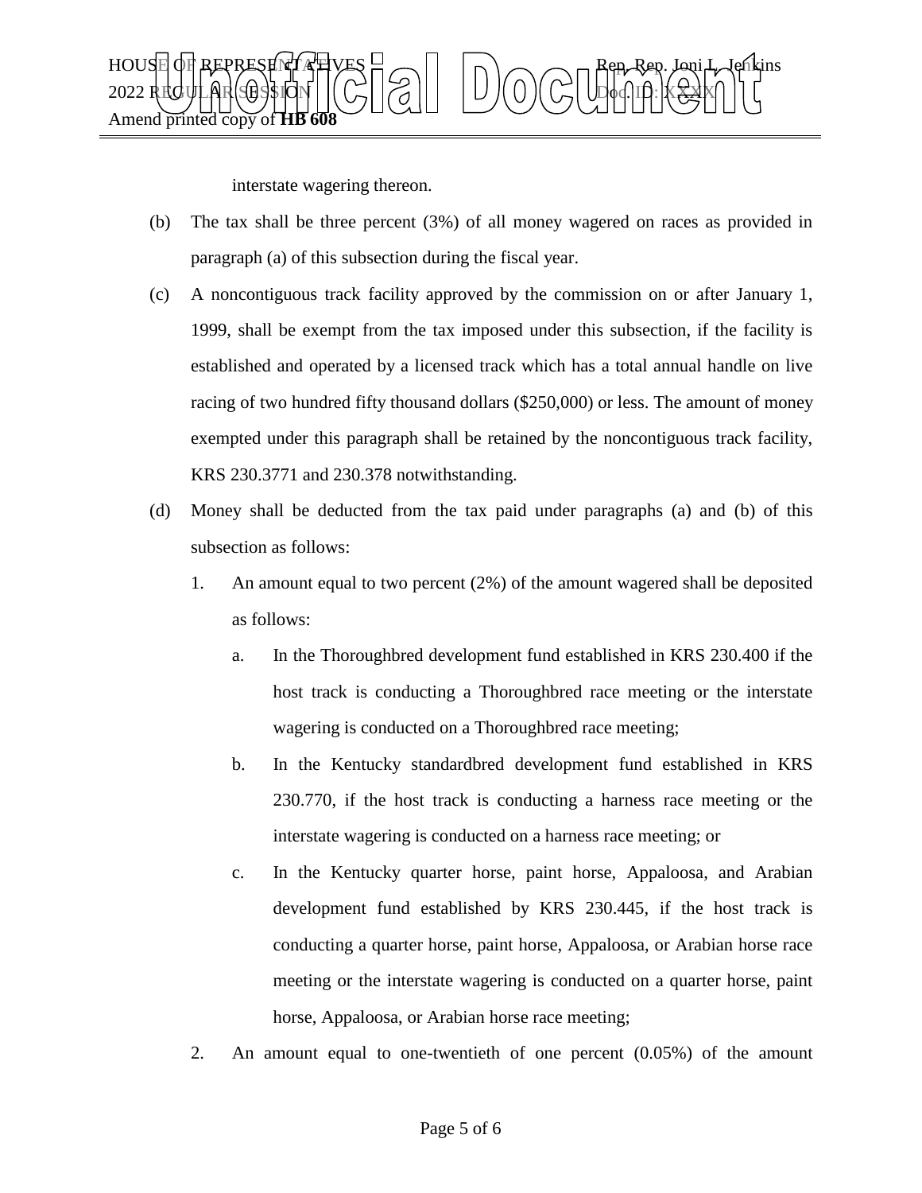interstate wagering thereon.

(b) The tax shall be three percent (3%) of all money wagered on races as provided in paragraph (a) of this subsection during the fiscal year.

(c) A noncontiguous track facility approved by the commission on or after January 1, 1999, shall be exempt from the tax imposed under this subsection, if the facility is established and operated by a licensed track which has a total annual handle on live racing of two hundred fifty thousand dollars ($250,000) or less. The amount of money exempted under this paragraph shall be retained by the noncontiguous track facility, KRS 230.3771 and 230.378 notwithstanding.

(d) Money shall be deducted from the tax paid under paragraphs (a) and (b) of this subsection as follows:

1. An amount equal to two percent (2%) of the amount wagered shall be deposited as follows:

   a. In the Thoroughbred development fund established in KRS 230.400 if the host track is conducting a Thoroughbred race meeting or the interstate wagering is conducted on a Thoroughbred race meeting;

   b. In the Kentucky standardbred development fund established in KRS 230.770, if the host track is conducting a harness race meeting or the interstate wagering is conducted on a harness race meeting; or

   c. In the Kentucky quarter horse, paint horse, Appaloosa, and Arabian development fund established by KRS 230.445, if the host track is conducting a quarter horse, paint horse, Appaloosa, or Arabian horse race meeting or the interstate wagering is conducted on a quarter horse, paint horse, Appaloosa, or Arabian horse race meeting;

2. An amount equal to one-twentieth of one percent (0.05%) of the amount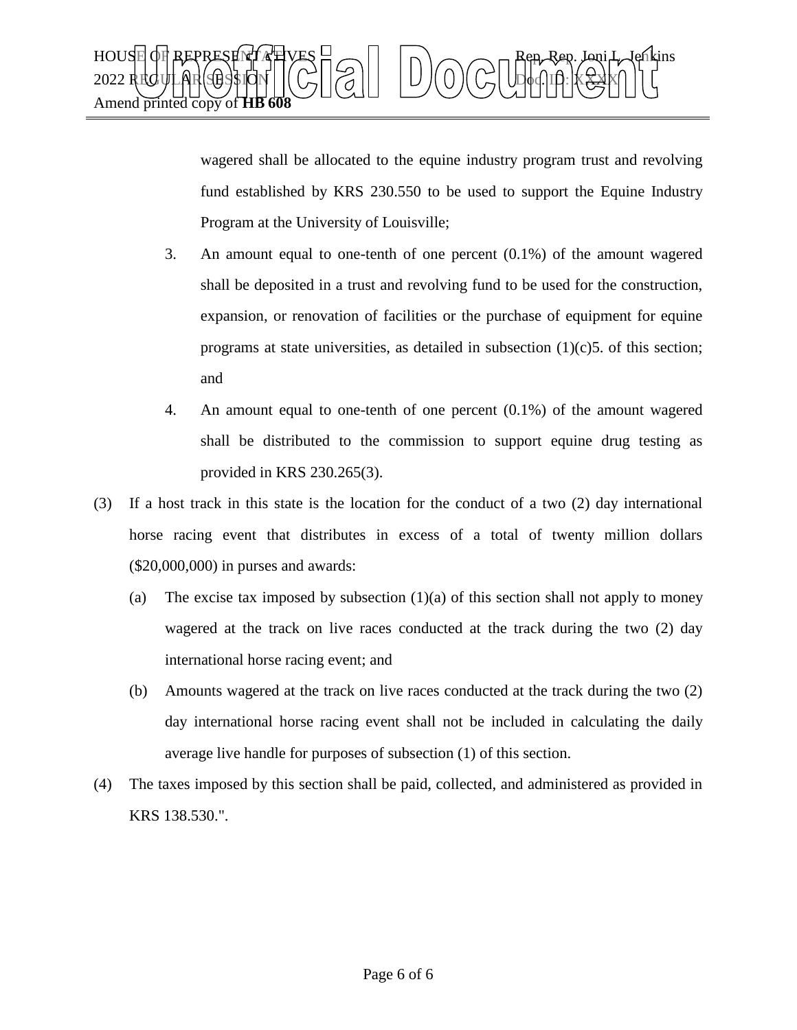wagered shall be allocated to the equine industry program trust and revolving fund established by KRS 230.550 to be used to support the Equine Industry Program at the University of Louisville;

3. An amount equal to one-tenth of one percent (0.1%) of the amount wagered shall be deposited in a trust and revolving fund to be used for the construction, expansion, or renovation of facilities or the purchase of equipment for equine programs at state universities, as detailed in subsection (1)(c)5. of this section; and

4. An amount equal to one-tenth of one percent (0.1%) of the amount wagered shall be distributed to the commission to support equine drug testing as provided in KRS 230.265(3).

(3) If a host track in this state is the location for the conduct of a two (2) day international horse racing event that distributes in excess of a total of twenty million dollars ($20,000,000) in purses and awards:

(a) The excise tax imposed by subsection (1)(a) of this section shall not apply to money wagered at the track on live races conducted at the track during the two (2) day international horse racing event; and

(b) Amounts wagered at the track on live races conducted at the track during the two (2) day international horse racing event shall not be included in calculating the daily average live handle for purposes of subsection (1) of this section.

(4) The taxes imposed by this section shall be paid, collected, and administered as provided in KRS 138.530.".